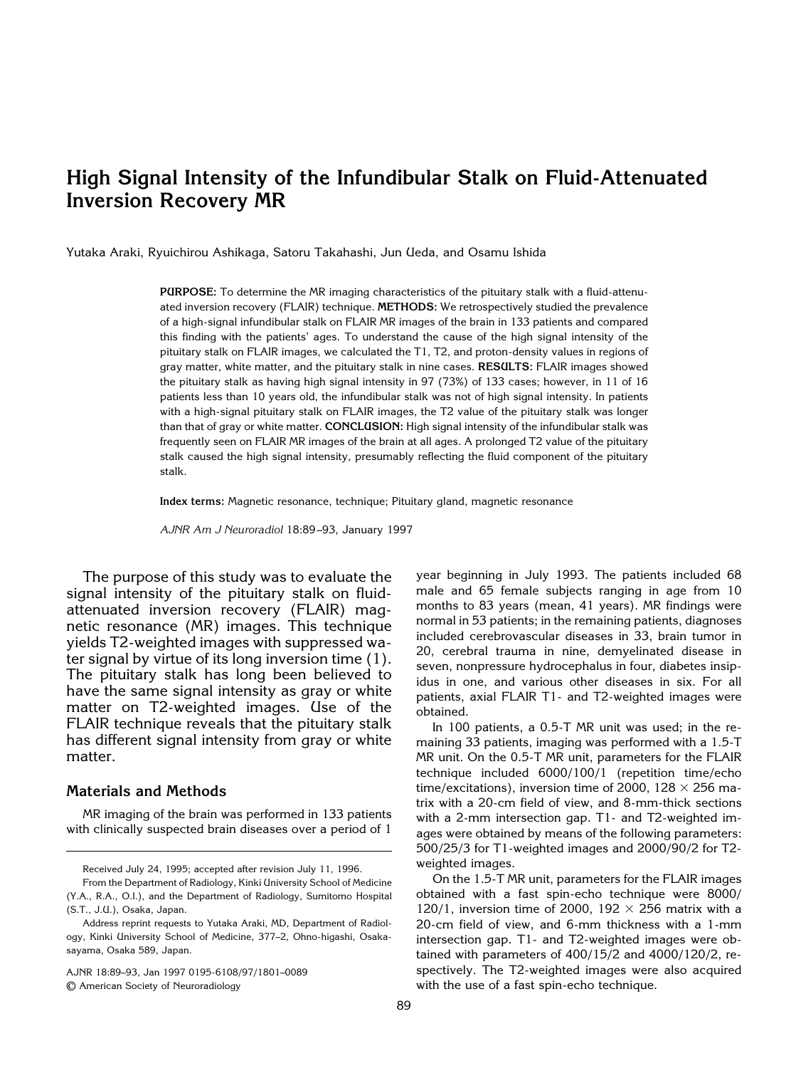# High Signal Intensity of the Infundibular Stalk on Fluid-Attenuated Inversion Recovery MR

Yutaka Araki, Ryuichirou Ashikaga, Satoru Takahashi, Jun Ueda, and Osamu Ishida

**PURPOSE:** To determine the MR imaging characteristics of the pituitary stalk with a fluid-attenuated inversion recovery (FLAIR) technique. **METHODS:** We retrospectively studied the prevalence of a high-signal infundibular stalk on FLAIR MR images of the brain in 133 patients and compared this finding with the patients' ages. To understand the cause of the high signal intensity of the pituitary stalk on FLAIR images, we calculated the T1, T2, and proton-density values in regions of gray matter, white matter, and the pituitary stalk in nine cases. **RESULTS:** FLAIR images showed the pituitary stalk as having high signal intensity in 97 (73%) of 133 cases; however, in 11 of 16 patients less than 10 years old, the infundibular stalk was not of high signal intensity. In patients with a high-signal pituitary stalk on FLAIR images, the T2 value of the pituitary stalk was longer than that of gray or white matter. **CONCLUSION:** High signal intensity of the infundibular stalk was frequently seen on FLAIR MR images of the brain at all ages. A prolonged T2 value of the pituitary stalk caused the high signal intensity, presumably reflecting the fluid component of the pituitary stalk.

**Index terms:** Magnetic resonance, technique; Pituitary gland, magnetic resonance

*AJNR Am J Neuroradiol* 18:89–93, January 1997

The purpose of this study was to evaluate the signal intensity of the pituitary stalk on fluid-attenuated inversion recovery (FLAIR) magnetic resonance (MR) images. This technique yields T2-weighted images with suppressed water signal by virtue of its long inversion time (1). The pituitary stalk has long been believed to have the same signal intensity as gray or white matter on T2-weighted images. Use of the FLAIR technique reveals that the pituitary stalk has different signal intensity from gray or white matter.

## Materials and Methods

MR imaging of the brain was performed in 133 patients with clinically suspected brain diseases over a period of 1 year beginning in July 1993. The patients included 68 male and 65 female subjects ranging in age from 10 months to 83 years (mean, 41 years). MR findings were normal in 53 patients; in the remaining patients, diagnoses included cerebrovascular diseases in 33, brain tumor in 20, cerebral trauma in nine, demyelinated disease in seven, nonpressure hydrocephalus in four, diabetes insipidus in one, and various other diseases in six. For all patients, axial FLAIR T1- and T2-weighted images were obtained.

In 100 patients, a 0.5-T MR unit was used; in the remaining 33 patients, imaging was performed with a 1.5-T MR unit. On the 0.5-T MR unit, parameters for the FLAIR technique included 6000/100/1 (repetition time/echo time/excitations), inversion time of 2000, $128 \times 256$ matrix with a 20-cm field of view, and 8-mm-thick sections with a 2-mm intersection gap. T1- and T2-weighted images were obtained by means of the following parameters: 500/25/3 for T1-weighted images and 2000/90/2 for T2-weighted images.

On the 1.5-T MR unit, parameters for the FLAIR images obtained with a fast spin-echo technique were 8000/120/1, inversion time of 2000, $192 \times 256$ matrix with a 20-cm field of view, and 6-mm thickness with a 1-mm intersection gap. T1- and T2-weighted images were obtained with parameters of 400/15/2 and 4000/120/2, respectively. The T2-weighted images were also acquired with the use of a fast spin-echo technique.

Received July 24, 1995; accepted after revision July 11, 1996.

From the Department of Radiology, Kinki University School of Medicine (Y.A., R.A., O.I.), and the Department of Radiology, Sumitomo Hospital (S.T., J.U.), Osaka, Japan.

Address reprint requests to Yutaka Araki, MD, Department of Radiology, Kinki University School of Medicine, 377–2, Ohno-higashi, Osakasayama, Osaka 589, Japan.

AJNR 18:89–93, Jan 1997 0195-6108/97/1801–0089
© American Society of Neuroradiology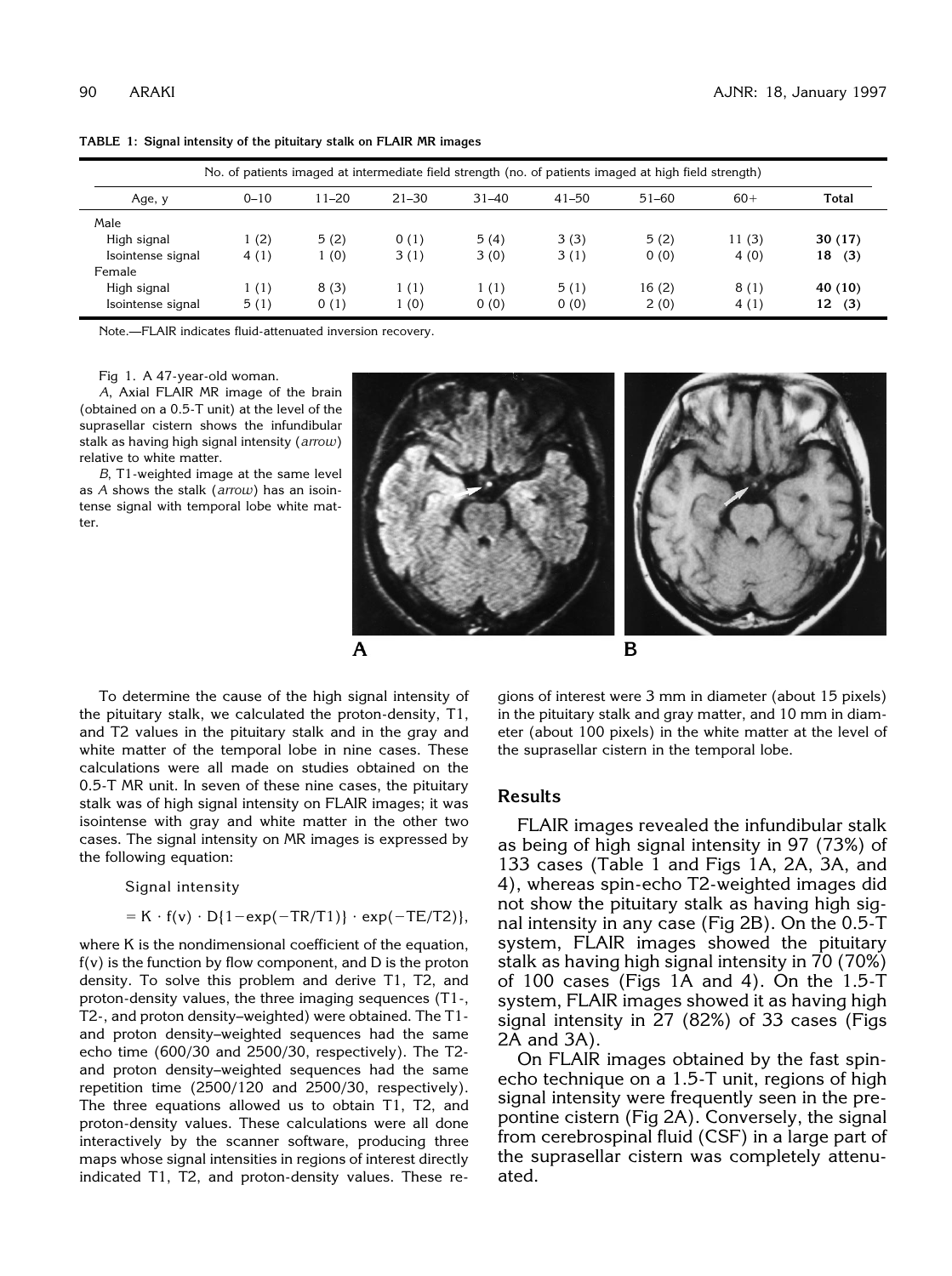**TABLE 1: Signal intensity of the pituitary stalk on FLAIR MR images**

| Age, y | No. of patients imaged at intermediate field strength (no. of patients imaged at high field strength) | | | | | | | Total |
|---|---|---|---|---|---|---|---|---|
| | 0–10 | 11–20 | 21–30 | 31–40 | 41–50 | 51–60 | 60+ | |
| Male | | | | | | | | |
| High signal | 1 (2) | 5 (2) | 0 (1) | 5 (4) | 3 (3) | 5 (2) | 11 (3) | **30 (17)** |
| Isointense signal | 4 (1) | 1 (0) | 3 (1) | 3 (0) | 3 (1) | 0 (0) | 4 (0) | **18 (3)** |
| Female | | | | | | | | |
| High signal | 1 (1) | 8 (3) | 1 (1) | 1 (1) | 5 (1) | 16 (2) | 8 (1) | **40 (10)** |
| Isointense signal | 5 (1) | 0 (1) | 1 (0) | 0 (0) | 0 (0) | 2 (0) | 4 (1) | **12 (3)** |

Note.—FLAIR indicates fluid-attenuated inversion recovery.

Fig 1. A 47-year-old woman.

*A*, Axial FLAIR MR image of the brain (obtained on a 0.5-T unit) at the level of the suprasellar cistern shows the infundibular stalk as having high signal intensity (*arrow*) relative to white matter.

*B*, T1-weighted image at the same level as *A* shows the stalk (*arrow*) has an isointense signal with temporal lobe white matter.

To determine the cause of the high signal intensity of the pituitary stalk, we calculated the proton-density, T1, and T2 values in the pituitary stalk and in the gray and white matter of the temporal lobe in nine cases. These calculations were all made on studies obtained on the 0.5-T MR unit. In seven of these nine cases, the pituitary stalk was of high signal intensity on FLAIR images; it was isointense with gray and white matter in the other two cases. The signal intensity on MR images is expressed by the following equation:

$$\text{Signal intensity} = K \cdot f(v) \cdot D\{1-\exp(-TR/T1)\} \cdot \exp(-TE/T2)\},$$

where K is the nondimensional coefficient of the equation, f(v) is the function by flow component, and D is the proton density. To solve this problem and derive T1, T2, and proton-density values, the three imaging sequences (T1-, T2-, and proton density–weighted) were obtained. The T1- and proton density–weighted sequences had the same echo time (600/30 and 2500/30, respectively). The T2- and proton density–weighted sequences had the same repetition time (2500/120 and 2500/30, respectively). The three equations allowed us to obtain T1, T2, and proton-density values. These calculations were all done interactively by the scanner software, producing three maps whose signal intensities in regions of interest directly indicated T1, T2, and proton-density values. These regions of interest were 3 mm in diameter (about 15 pixels) in the pituitary stalk and gray matter, and 10 mm in diameter (about 100 pixels) in the white matter at the level of the suprasellar cistern in the temporal lobe.

## Results

FLAIR images revealed the infundibular stalk as being of high signal intensity in 97 (73%) of 133 cases (Table 1 and Figs 1A, 2A, 3A, and 4), whereas spin-echo T2-weighted images did not show the pituitary stalk as having high signal intensity in any case (Fig 2B). On the 0.5-T system, FLAIR images showed the pituitary stalk as having high signal intensity in 70 (70%) of 100 cases (Figs 1A and 4). On the 1.5-T system, FLAIR images showed it as having high signal intensity in 27 (82%) of 33 cases (Figs 2A and 3A).

On FLAIR images obtained by the fast spin-echo technique on a 1.5-T unit, regions of high signal intensity were frequently seen in the prepontine cistern (Fig 2A). Conversely, the signal from cerebrospinal fluid (CSF) in a large part of the suprasellar cistern was completely attenuated.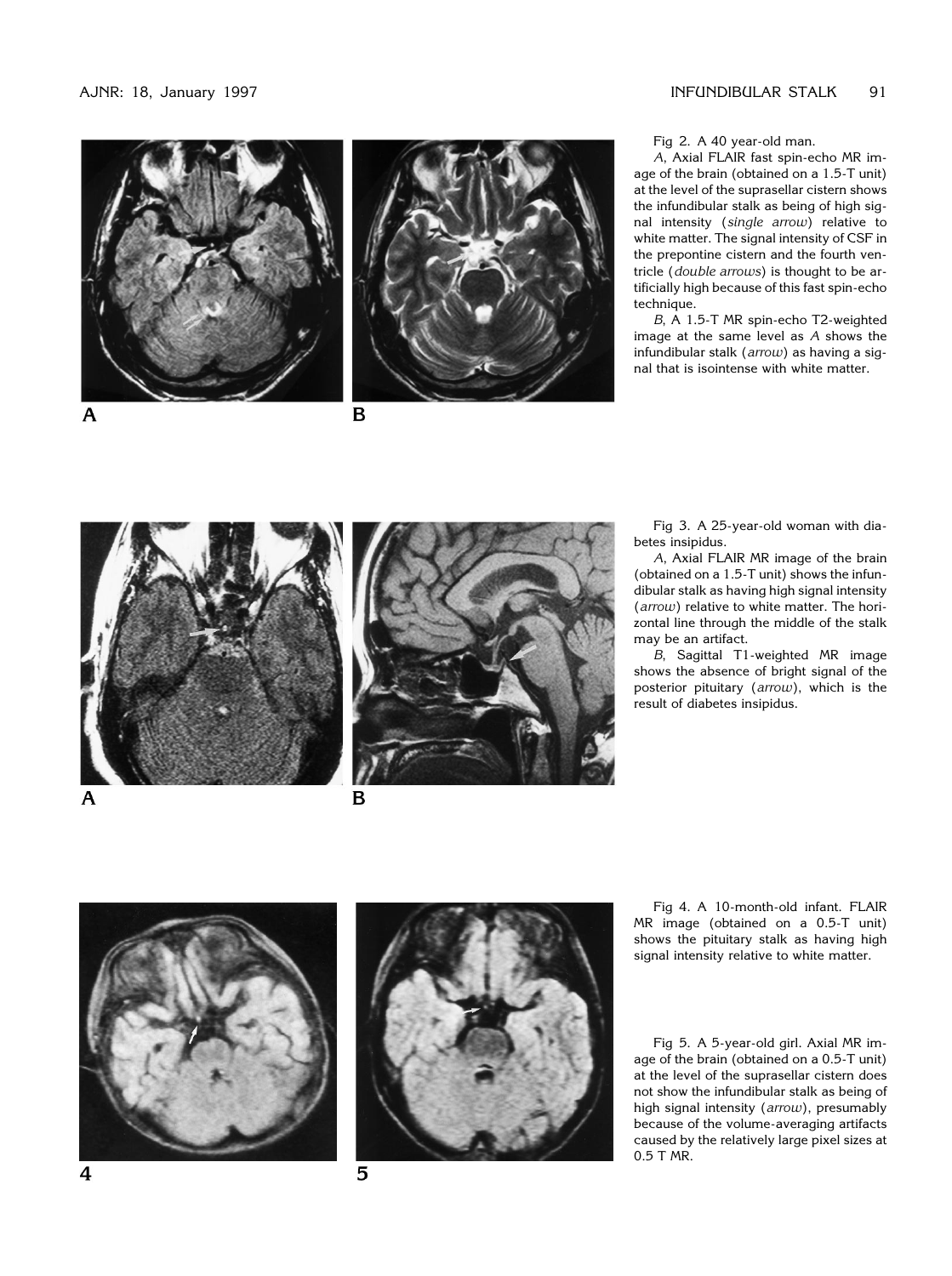Fig 2. A 40 year-old man.

*A*, Axial FLAIR fast spin-echo MR image of the brain (obtained on a 1.5-T unit) at the level of the suprasellar cistern shows the infundibular stalk as being of high signal intensity (*single arrow*) relative to white matter. The signal intensity of CSF in the prepontine cistern and the fourth ventricle (*double arrows*) is thought to be artificially high because of this fast spin-echo technique.

*B*, A 1.5-T MR spin-echo T2-weighted image at the same level as *A* shows the infundibular stalk (*arrow*) as having a signal that is isointense with white matter.

Fig 3. A 25-year-old woman with diabetes insipidus.

*A*, Axial FLAIR MR image of the brain (obtained on a 1.5-T unit) shows the infundibular stalk as having high signal intensity (*arrow*) relative to white matter. The horizontal line through the middle of the stalk may be an artifact.

*B*, Sagittal T1-weighted MR image shows the absence of bright signal of the posterior pituitary (*arrow*), which is the result of diabetes insipidus.

Fig 4. A 10-month-old infant. FLAIR MR image (obtained on a 0.5-T unit) shows the pituitary stalk as having high signal intensity relative to white matter.

Fig 5. A 5-year-old girl. Axial MR image of the brain (obtained on a 0.5-T unit) at the level of the suprasellar cistern does not show the infundibular stalk as being of high signal intensity (*arrow*), presumably because of the volume-averaging artifacts caused by the relatively large pixel sizes at 0.5 T MR.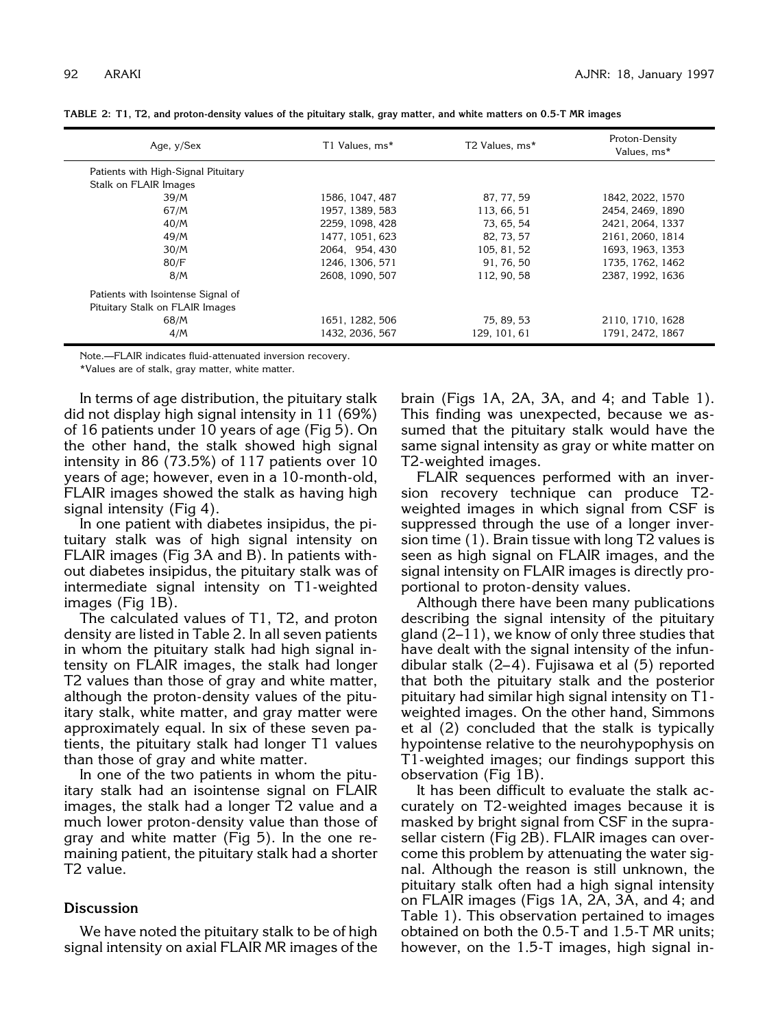**TABLE 2: T1, T2, and proton-density values of the pituitary stalk, gray matter, and white matters on 0.5-T MR images**

| Age, y/Sex | T1 Values, ms* | T2 Values, ms* | Proton-Density Values, ms* |
|---|---|---|---|
| Patients with High-Signal Pituitary Stalk on FLAIR Images | | | |
| 39/M | 1586, 1047, 487 | 87, 77, 59 | 1842, 2022, 1570 |
| 67/M | 1957, 1389, 583 | 113, 66, 51 | 2454, 2469, 1890 |
| 40/M | 2259, 1098, 428 | 73, 65, 54 | 2421, 2064, 1337 |
| 49/M | 1477, 1051, 623 | 82, 73, 57 | 2161, 2060, 1814 |
| 30/M | 2064, 954, 430 | 105, 81, 52 | 1693, 1963, 1353 |
| 80/F | 1246, 1306, 571 | 91, 76, 50 | 1735, 1762, 1462 |
| 8/M | 2608, 1090, 507 | 112, 90, 58 | 2387, 1992, 1636 |
| Patients with Isointense Signal of Pituitary Stalk on FLAIR Images | | | |
| 68/M | 1651, 1282, 506 | 75, 89, 53 | 2110, 1710, 1628 |
| 4/M | 1432, 2036, 567 | 129, 101, 61 | 1791, 2472, 1867 |

Note.—FLAIR indicates fluid-attenuated inversion recovery.

*Values are of stalk, gray matter, white matter.

In terms of age distribution, the pituitary stalk did not display high signal intensity in 11 (69%) of 16 patients under 10 years of age (Fig 5). On the other hand, the stalk showed high signal intensity in 86 (73.5%) of 117 patients over 10 years of age; however, even in a 10-month-old, FLAIR images showed the stalk as having high signal intensity (Fig 4).

In one patient with diabetes insipidus, the pituitary stalk was of high signal intensity on FLAIR images (Fig 3A and B). In patients without diabetes insipidus, the pituitary stalk was of intermediate signal intensity on T1-weighted images (Fig 1B).

The calculated values of T1, T2, and proton density are listed in Table 2. In all seven patients in whom the pituitary stalk had high signal intensity on FLAIR images, the stalk had longer T2 values than those of gray and white matter, although the proton-density values of the pituitary stalk, white matter, and gray matter were approximately equal. In six of these seven patients, the pituitary stalk had longer T1 values than those of gray and white matter.

In one of the two patients in whom the pituitary stalk had an isointense signal on FLAIR images, the stalk had a longer T2 value and a much lower proton-density value than those of gray and white matter (Fig 5). In the one remaining patient, the pituitary stalk had a shorter T2 value.

## Discussion

We have noted the pituitary stalk to be of high signal intensity on axial FLAIR MR images of the brain (Figs 1A, 2A, 3A, and 4; and Table 1). This finding was unexpected, because we assumed that the pituitary stalk would have the same signal intensity as gray or white matter on T2-weighted images.

FLAIR sequences performed with an inversion recovery technique can produce T2-weighted images in which signal from CSF is suppressed through the use of a longer inversion time (1). Brain tissue with long T2 values is seen as high signal on FLAIR images, and the signal intensity on FLAIR images is directly proportional to proton-density values.

Although there have been many publications describing the signal intensity of the pituitary gland (2–11), we know of only three studies that have dealt with the signal intensity of the infundibular stalk (2–4). Fujisawa et al (5) reported that both the pituitary stalk and the posterior pituitary had similar high signal intensity on T1-weighted images. On the other hand, Simmons et al (2) concluded that the stalk is typically hypointense relative to the neurohypophysis on T1-weighted images; our findings support this observation (Fig 1B).

It has been difficult to evaluate the stalk accurately on T2-weighted images because it is masked by bright signal from CSF in the suprasellar cistern (Fig 2B). FLAIR images can overcome this problem by attenuating the water signal. Although the reason is still unknown, the pituitary stalk often had a high signal intensity on FLAIR images (Figs 1A, 2A, 3A, and 4; and Table 1). This observation pertained to images obtained on both the 0.5-T and 1.5-T MR units; however, on the 1.5-T images, high signal in-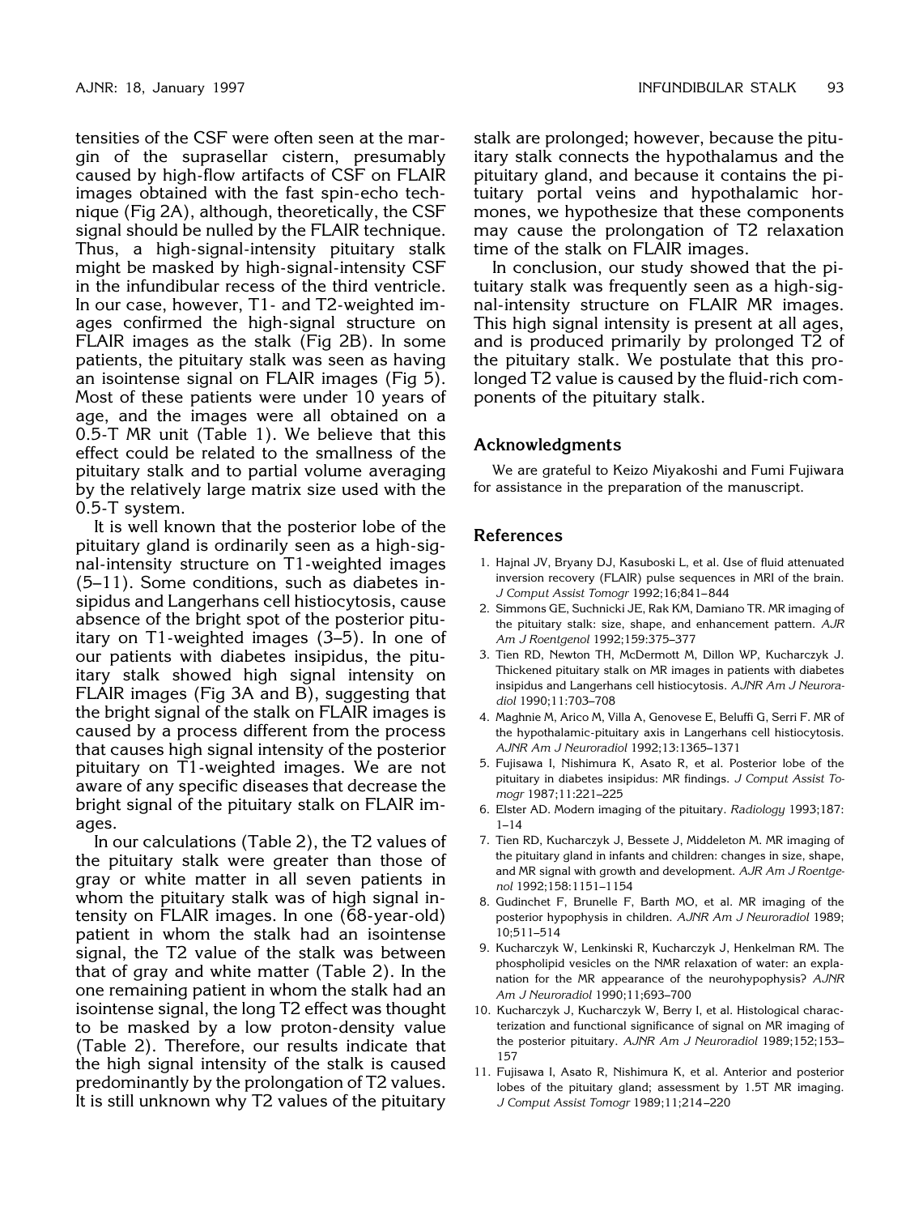tensities of the CSF were often seen at the margin of the suprasellar cistern, presumably caused by high-flow artifacts of CSF on FLAIR images obtained with the fast spin-echo technique (Fig 2A), although, theoretically, the CSF signal should be nulled by the FLAIR technique. Thus, a high-signal-intensity pituitary stalk might be masked by high-signal-intensity CSF in the infundibular recess of the third ventricle. In our case, however, T1- and T2-weighted images confirmed the high-signal structure on FLAIR images as the stalk (Fig 2B). In some patients, the pituitary stalk was seen as having an isointense signal on FLAIR images (Fig 5). Most of these patients were under 10 years of age, and the images were all obtained on a 0.5-T MR unit (Table 1). We believe that this effect could be related to the smallness of the pituitary stalk and to partial volume averaging by the relatively large matrix size used with the 0.5-T system.

It is well known that the posterior lobe of the pituitary gland is ordinarily seen as a high-signal-intensity structure on T1-weighted images (5–11). Some conditions, such as diabetes insipidus and Langerhans cell histiocytosis, cause absence of the bright spot of the posterior pituitary on T1-weighted images (3–5). In one of our patients with diabetes insipidus, the pituitary stalk showed high signal intensity on FLAIR images (Fig 3A and B), suggesting that the bright signal of the stalk on FLAIR images is caused by a process different from the process that causes high signal intensity of the posterior pituitary on T1-weighted images. We are not aware of any specific diseases that decrease the bright signal of the pituitary stalk on FLAIR images.

In our calculations (Table 2), the T2 values of the pituitary stalk were greater than those of gray or white matter in all seven patients in whom the pituitary stalk was of high signal intensity on FLAIR images. In one (68-year-old) patient in whom the stalk had an isointense signal, the T2 value of the stalk was between that of gray and white matter (Table 2). In the one remaining patient in whom the stalk had an isointense signal, the long T2 effect was thought to be masked by a low proton-density value (Table 2). Therefore, our results indicate that the high signal intensity of the stalk is caused predominantly by the prolongation of T2 values. It is still unknown why T2 values of the pituitary stalk are prolonged; however, because the pituitary stalk connects the hypothalamus and the pituitary gland, and because it contains the pituitary portal veins and hypothalamic hormones, we hypothesize that these components may cause the prolongation of T2 relaxation time of the stalk on FLAIR images.

In conclusion, our study showed that the pituitary stalk was frequently seen as a high-signal-intensity structure on FLAIR MR images. This high signal intensity is present at all ages, and is produced primarily by prolonged T2 of the pituitary stalk. We postulate that this prolonged T2 value is caused by the fluid-rich components of the pituitary stalk.

## Acknowledgments

We are grateful to Keizo Miyakoshi and Fumi Fujiwara for assistance in the preparation of the manuscript.

## References

1. Hajnal JV, Bryany DJ, Kasuboski L, et al. Use of fluid attenuated inversion recovery (FLAIR) pulse sequences in MRI of the brain. *J Comput Assist Tomogr* 1992;16;841–844
2. Simmons GE, Suchnicki JE, Rak KM, Damiano TR. MR imaging of the pituitary stalk: size, shape, and enhancement pattern. *AJR Am J Roentgenol* 1992;159:375–377
3. Tien RD, Newton TH, McDermott M, Dillon WP, Kucharczyk J. Thickened pituitary stalk on MR images in patients with diabetes insipidus and Langerhans cell histiocytosis. *AJNR Am J Neuroradiol* 1990;11:703–708
4. Maghnie M, Arico M, Villa A, Genovese E, Beluffi G, Serri F. MR of the hypothalamic-pituitary axis in Langerhans cell histiocytosis. *AJNR Am J Neuroradiol* 1992;13:1365–1371
5. Fujisawa I, Nishimura K, Asato R, et al. Posterior lobe of the pituitary in diabetes insipidus: MR findings. *J Comput Assist Tomogr* 1987;11:221–225
6. Elster AD. Modern imaging of the pituitary. *Radiology* 1993;187: 1–14
7. Tien RD, Kucharczyk J, Bessete J, Middeleton M. MR imaging of the pituitary gland in infants and children: changes in size, shape, and MR signal with growth and development. *AJR Am J Roentgenol* 1992;158:1151–1154
8. Gudinchet F, Brunelle F, Barth MO, et al. MR imaging of the posterior hypophysis in children. *AJNR Am J Neuroradiol* 1989; 10;511–514
9. Kucharczyk W, Lenkinski R, Kucharczyk J, Henkelman RM. The phospholipid vesicles on the NMR relaxation of water: an explanation for the MR appearance of the neurohypophysis? *AJNR Am J Neuroradiol* 1990;11;693–700
10. Kucharczyk J, Kucharczyk W, Berry I, et al. Histological characterization and functional significance of signal on MR imaging of the posterior pituitary. *AJNR Am J Neuroradiol* 1989;152;153–157
11. Fujisawa I, Asato R, Nishimura K, et al. Anterior and posterior lobes of the pituitary gland; assessment by 1.5T MR imaging. *J Comput Assist Tomogr* 1989;11;214–220